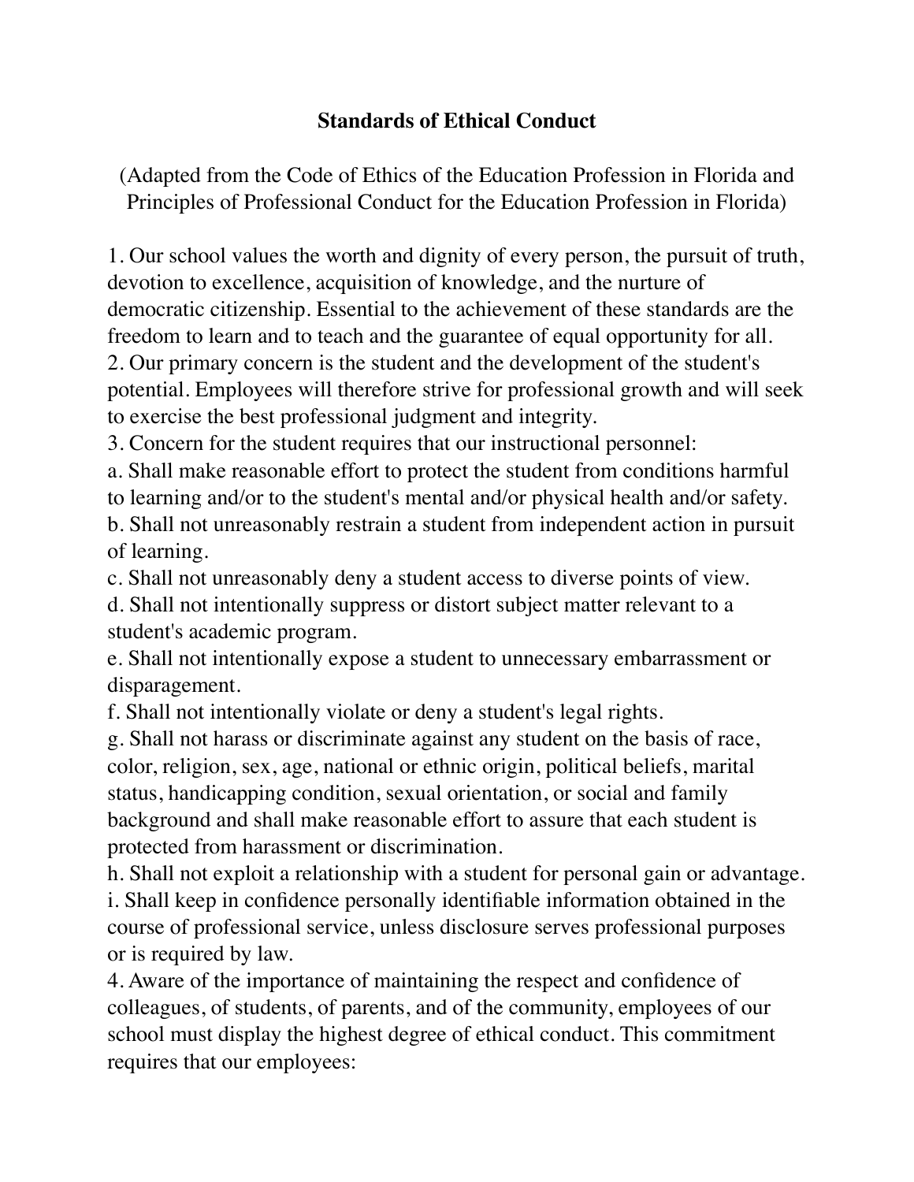# Standards of Ethical Conduct

(Adapted from the Code of Ethics of the Education Profession in Florida and Principles of Professional Conduct for the Education Profession in Florida)

1. Our school values the worth and dignity of every person, the pursuit of truth, devotion to excellence, acquisition of knowledge, and the nurture of democratic citizenship. Essential to the achievement of these standards are the freedom to learn and to teach and the guarantee of equal opportunity for all.
2. Our primary concern is the student and the development of the student's potential. Employees will therefore strive for professional growth and will seek to exercise the best professional judgment and integrity.
3. Concern for the student requires that our instructional personnel:
a. Shall make reasonable effort to protect the student from conditions harmful to learning and/or to the student's mental and/or physical health and/or safety.
b. Shall not unreasonably restrain a student from independent action in pursuit of learning.
c. Shall not unreasonably deny a student access to diverse points of view.
d. Shall not intentionally suppress or distort subject matter relevant to a student's academic program.
e. Shall not intentionally expose a student to unnecessary embarrassment or disparagement.
f. Shall not intentionally violate or deny a student's legal rights.
g. Shall not harass or discriminate against any student on the basis of race, color, religion, sex, age, national or ethnic origin, political beliefs, marital status, handicapping condition, sexual orientation, or social and family background and shall make reasonable effort to assure that each student is protected from harassment or discrimination.
h. Shall not exploit a relationship with a student for personal gain or advantage.
i. Shall keep in confidence personally identifiable information obtained in the course of professional service, unless disclosure serves professional purposes or is required by law.
4. Aware of the importance of maintaining the respect and confidence of colleagues, of students, of parents, and of the community, employees of our school must display the highest degree of ethical conduct. This commitment requires that our employees: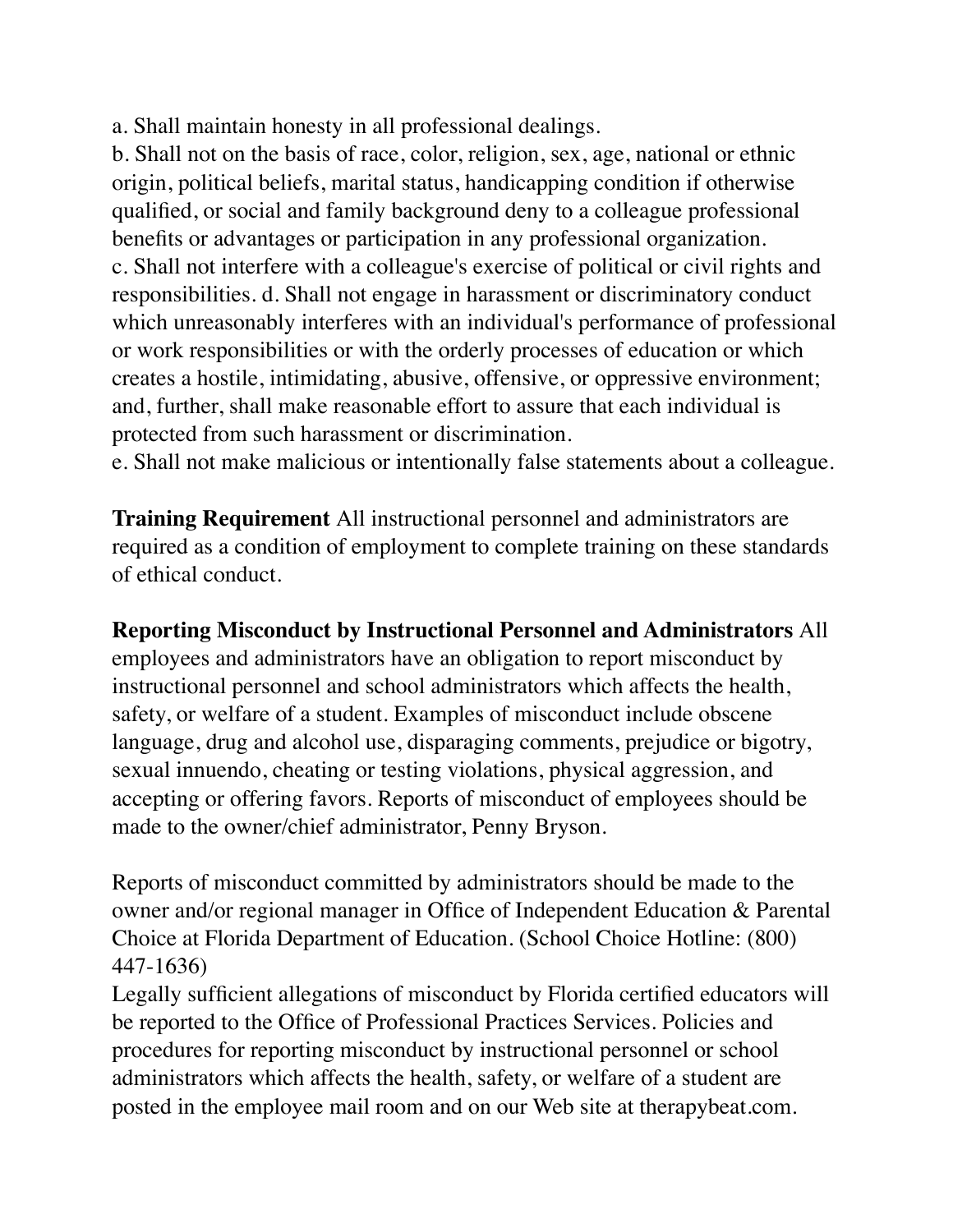a. Shall maintain honesty in all professional dealings.

b. Shall not on the basis of race, color, religion, sex, age, national or ethnic origin, political beliefs, marital status, handicapping condition if otherwise qualified, or social and family background deny to a colleague professional benefits or advantages or participation in any professional organization.

c. Shall not interfere with a colleague's exercise of political or civil rights and responsibilities. d. Shall not engage in harassment or discriminatory conduct which unreasonably interferes with an individual's performance of professional or work responsibilities or with the orderly processes of education or which creates a hostile, intimidating, abusive, offensive, or oppressive environment; and, further, shall make reasonable effort to assure that each individual is protected from such harassment or discrimination.

e. Shall not make malicious or intentionally false statements about a colleague.

**Training Requirement** All instructional personnel and administrators are required as a condition of employment to complete training on these standards of ethical conduct.

**Reporting Misconduct by Instructional Personnel and Administrators** All employees and administrators have an obligation to report misconduct by instructional personnel and school administrators which affects the health, safety, or welfare of a student. Examples of misconduct include obscene language, drug and alcohol use, disparaging comments, prejudice or bigotry, sexual innuendo, cheating or testing violations, physical aggression, and accepting or offering favors. Reports of misconduct of employees should be made to the owner/chief administrator, Penny Bryson.

Reports of misconduct committed by administrators should be made to the owner and/or regional manager in Office of Independent Education & Parental Choice at Florida Department of Education. (School Choice Hotline: (800) 447-1636)

Legally sufficient allegations of misconduct by Florida certified educators will be reported to the Office of Professional Practices Services. Policies and procedures for reporting misconduct by instructional personnel or school administrators which affects the health, safety, or welfare of a student are posted in the employee mail room and on our Web site at therapybeat.com.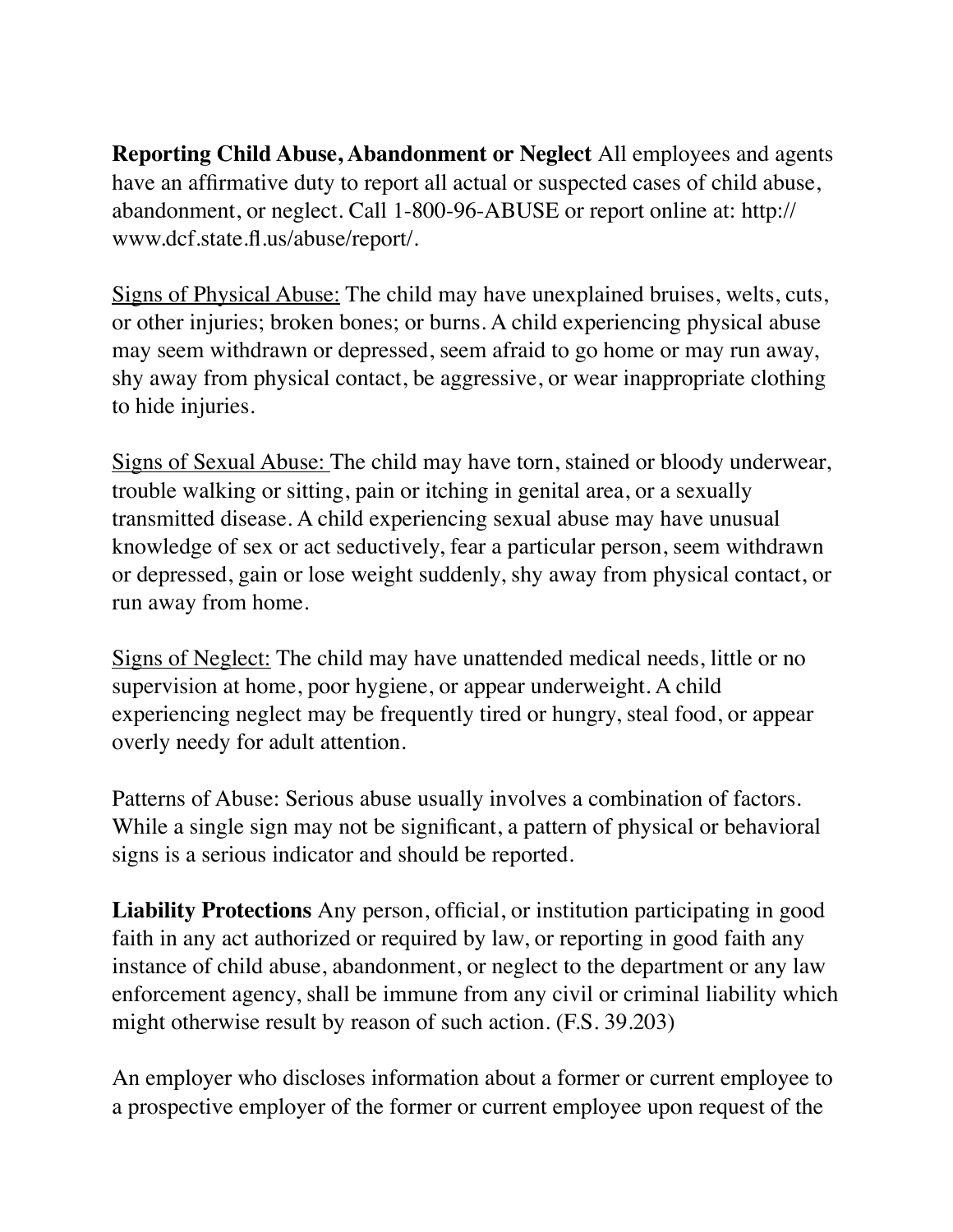**Reporting Child Abuse, Abandonment or Neglect** All employees and agents have an affirmative duty to report all actual or suspected cases of child abuse, abandonment, or neglect. Call 1-800-96-ABUSE or report online at: http://www.dcf.state.fl.us/abuse/report/.

<u>Signs of Physical Abuse:</u> The child may have unexplained bruises, welts, cuts, or other injuries; broken bones; or burns. A child experiencing physical abuse may seem withdrawn or depressed, seem afraid to go home or may run away, shy away from physical contact, be aggressive, or wear inappropriate clothing to hide injuries.

<u>Signs of Sexual Abuse:</u> The child may have torn, stained or bloody underwear, trouble walking or sitting, pain or itching in genital area, or a sexually transmitted disease. A child experiencing sexual abuse may have unusual knowledge of sex or act seductively, fear a particular person, seem withdrawn or depressed, gain or lose weight suddenly, shy away from physical contact, or run away from home.

<u>Signs of Neglect:</u> The child may have unattended medical needs, little or no supervision at home, poor hygiene, or appear underweight. A child experiencing neglect may be frequently tired or hungry, steal food, or appear overly needy for adult attention.

Patterns of Abuse: Serious abuse usually involves a combination of factors. While a single sign may not be significant, a pattern of physical or behavioral signs is a serious indicator and should be reported.

**Liability Protections** Any person, official, or institution participating in good faith in any act authorized or required by law, or reporting in good faith any instance of child abuse, abandonment, or neglect to the department or any law enforcement agency, shall be immune from any civil or criminal liability which might otherwise result by reason of such action. (F.S. 39.203)

An employer who discloses information about a former or current employee to a prospective employer of the former or current employee upon request of the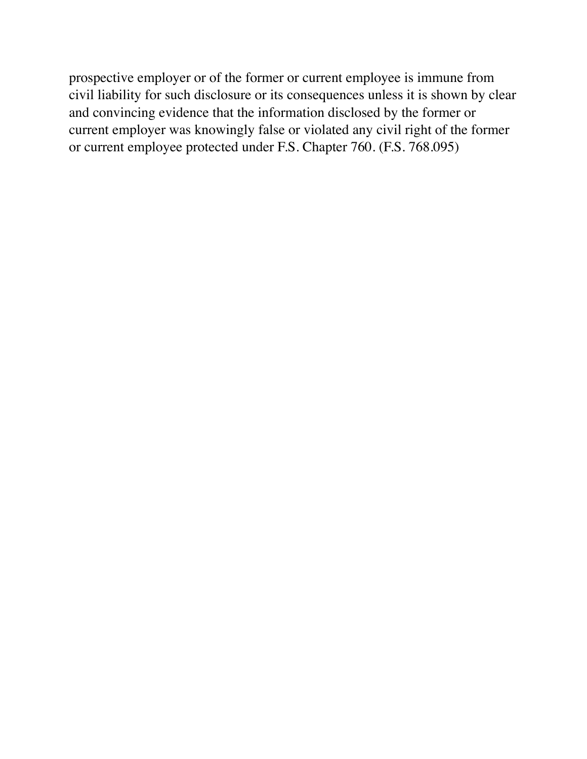prospective employer or of the former or current employee is immune from civil liability for such disclosure or its consequences unless it is shown by clear and convincing evidence that the information disclosed by the former or current employer was knowingly false or violated any civil right of the former or current employee protected under F.S. Chapter 760. (F.S. 768.095)